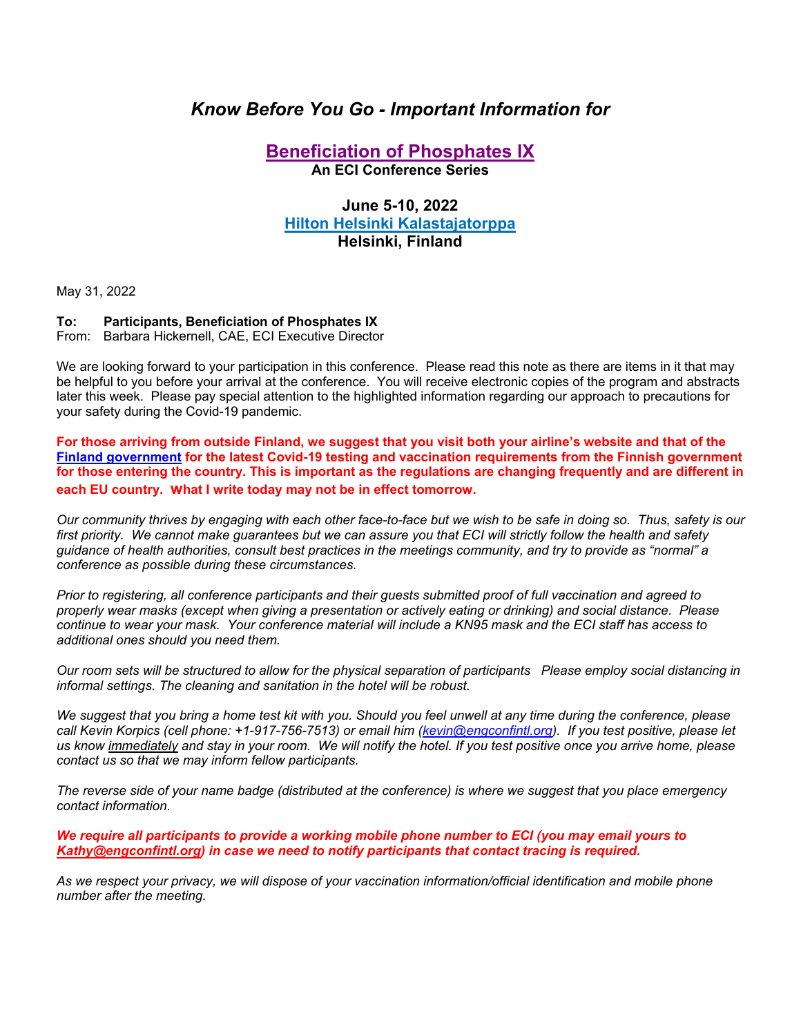# *Know Before You Go - Important Information for*

## Beneficiation of Phosphates IX

**An ECI Conference Series**

**June 5-10, 2022**
**Hilton Helsinki Kalastajatorppa**
**Helsinki, Finland**

May 31, 2022

**To: Participants, Beneficiation of Phosphates IX**
From: Barbara Hickernell, CAE, ECI Executive Director

We are looking forward to your participation in this conference. Please read this note as there are items in it that may be helpful to you before your arrival at the conference. You will receive electronic copies of the program and abstracts later this week. Please pay special attention to the highlighted information regarding our approach to precautions for your safety during the Covid-19 pandemic.

**For those arriving from outside Finland, we suggest that you visit both your airline's website and that of the Finland government for the latest Covid-19 testing and vaccination requirements from the Finnish government for those entering the country. This is important as the regulations are changing frequently and are different in each EU country. What I write today may not be in effect tomorrow.**

*Our community thrives by engaging with each other face-to-face but we wish to be safe in doing so. Thus, safety is our first priority. We cannot make guarantees but we can assure you that ECI will strictly follow the health and safety guidance of health authorities, consult best practices in the meetings community, and try to provide as "normal" a conference as possible during these circumstances.*

*Prior to registering, all conference participants and their guests submitted proof of full vaccination and agreed to properly wear masks (except when giving a presentation or actively eating or drinking) and social distance. Please continue to wear your mask. Your conference material will include a KN95 mask and the ECI staff has access to additional ones should you need them.*

*Our room sets will be structured to allow for the physical separation of participants Please employ social distancing in informal settings. The cleaning and sanitation in the hotel will be robust.*

*We suggest that you bring a home test kit with you. Should you feel unwell at any time during the conference, please call Kevin Korpics (cell phone: +1-917-756-7513) or email him (kevin@engconfintl.org). If you test positive, please let us know immediately and stay in your room. We will notify the hotel. If you test positive once you arrive home, please contact us so that we may inform fellow participants.*

*The reverse side of your name badge (distributed at the conference) is where we suggest that you place emergency contact information.*

***We require all participants to provide a working mobile phone number to ECI (you may email yours to Kathy@engconfintl.org) in case we need to notify participants that contact tracing is required.***

*As we respect your privacy, we will dispose of your vaccination information/official identification and mobile phone number after the meeting.*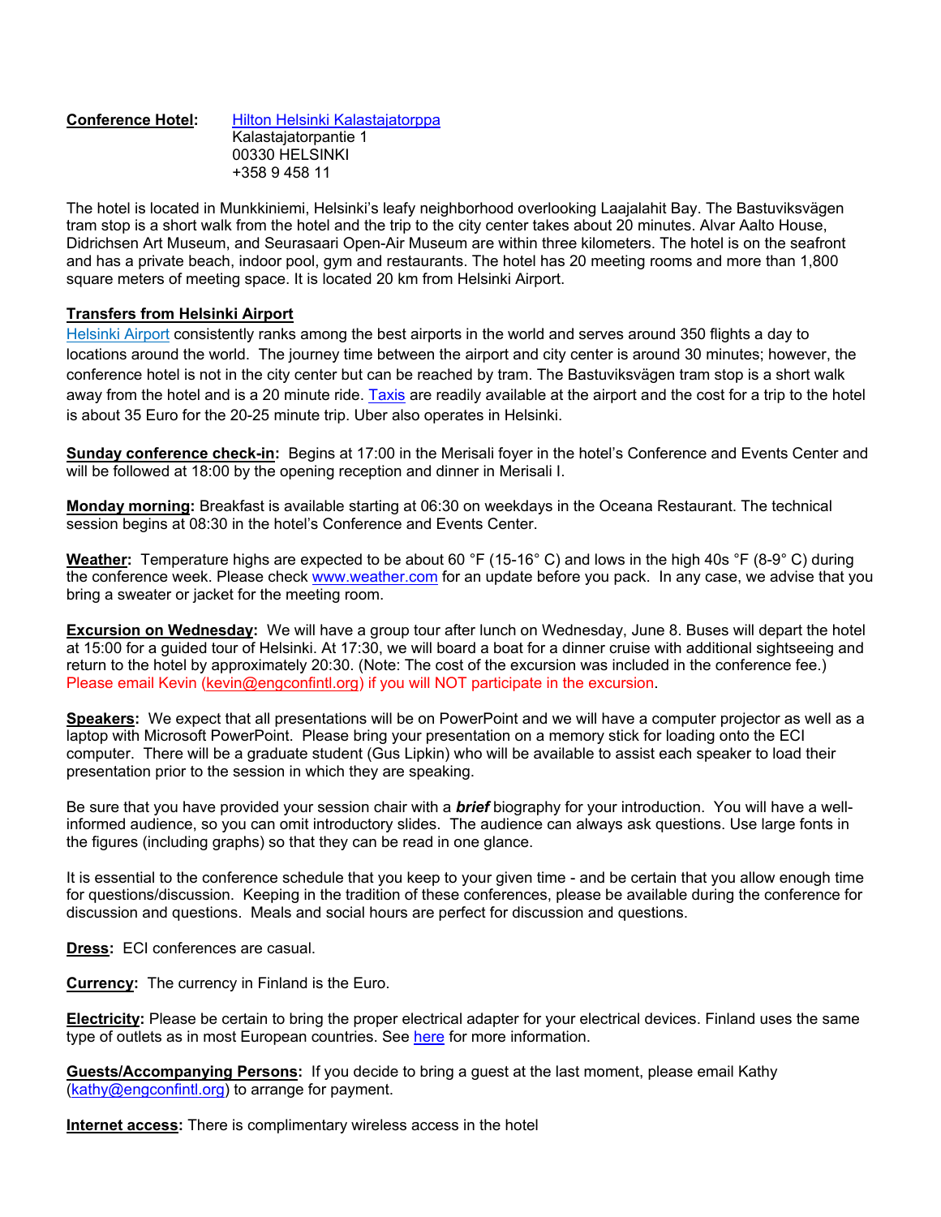**Conference Hotel:** Hilton Helsinki Kalastajatorppa
Kalastajatorpantie 1
00330 HELSINKI
+358 9 458 11

The hotel is located in Munkkiniemi, Helsinki's leafy neighborhood overlooking Laajalahit Bay. The Bastuviksvägen tram stop is a short walk from the hotel and the trip to the city center takes about 20 minutes. Alvar Aalto House, Didrichsen Art Museum, and Seurasaari Open-Air Museum are within three kilometers. The hotel is on the seafront and has a private beach, indoor pool, gym and restaurants. The hotel has 20 meeting rooms and more than 1,800 square meters of meeting space. It is located 20 km from Helsinki Airport.

**Transfers from Helsinki Airport**

Helsinki Airport consistently ranks among the best airports in the world and serves around 350 flights a day to locations around the world. The journey time between the airport and city center is around 30 minutes; however, the conference hotel is not in the city center but can be reached by tram. The Bastuviksvägen tram stop is a short walk away from the hotel and is a 20 minute ride. Taxis are readily available at the airport and the cost for a trip to the hotel is about 35 Euro for the 20-25 minute trip. Uber also operates in Helsinki.

**Sunday conference check-in:** Begins at 17:00 in the Merisali foyer in the hotel's Conference and Events Center and will be followed at 18:00 by the opening reception and dinner in Merisali I.

**Monday morning:** Breakfast is available starting at 06:30 on weekdays in the Oceana Restaurant. The technical session begins at 08:30 in the hotel's Conference and Events Center.

**Weather:** Temperature highs are expected to be about 60 °F (15-16° C) and lows in the high 40s °F (8-9° C) during the conference week. Please check www.weather.com for an update before you pack. In any case, we advise that you bring a sweater or jacket for the meeting room.

**Excursion on Wednesday:** We will have a group tour after lunch on Wednesday, June 8. Buses will depart the hotel at 15:00 for a guided tour of Helsinki. At 17:30, we will board a boat for a dinner cruise with additional sightseeing and return to the hotel by approximately 20:30. (Note: The cost of the excursion was included in the conference fee.) Please email Kevin (kevin@engconfintl.org) if you will NOT participate in the excursion.

**Speakers:** We expect that all presentations will be on PowerPoint and we will have a computer projector as well as a laptop with Microsoft PowerPoint. Please bring your presentation on a memory stick for loading onto the ECI computer. There will be a graduate student (Gus Lipkin) who will be available to assist each speaker to load their presentation prior to the session in which they are speaking.

Be sure that you have provided your session chair with a ***brief*** biography for your introduction. You will have a well-informed audience, so you can omit introductory slides. The audience can always ask questions. Use large fonts in the figures (including graphs) so that they can be read in one glance.

It is essential to the conference schedule that you keep to your given time - and be certain that you allow enough time for questions/discussion. Keeping in the tradition of these conferences, please be available during the conference for discussion and questions. Meals and social hours are perfect for discussion and questions.

**Dress:** ECI conferences are casual.

**Currency:** The currency in Finland is the Euro.

**Electricity:** Please be certain to bring the proper electrical adapter for your electrical devices. Finland uses the same type of outlets as in most European countries. See here for more information.

**Guests/Accompanying Persons:** If you decide to bring a guest at the last moment, please email Kathy (kathy@engconfintl.org) to arrange for payment.

**Internet access:** There is complimentary wireless access in the hotel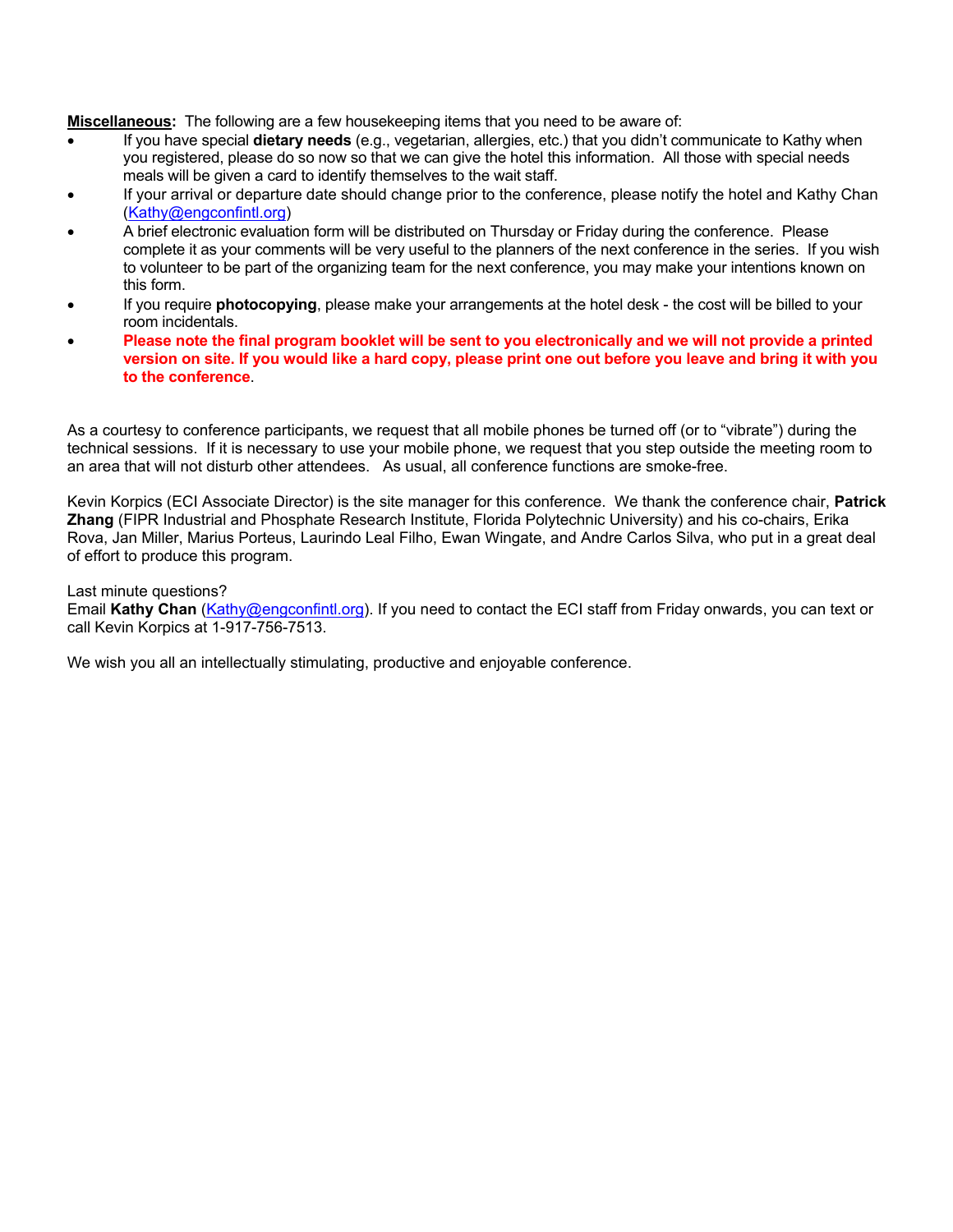**Miscellaneous:** The following are a few housekeeping items that you need to be aware of:

- If you have special **dietary needs** (e.g., vegetarian, allergies, etc.) that you didn't communicate to Kathy when you registered, please do so now so that we can give the hotel this information. All those with special needs meals will be given a card to identify themselves to the wait staff.
- If your arrival or departure date should change prior to the conference, please notify the hotel and Kathy Chan (Kathy@engconfintl.org)
- A brief electronic evaluation form will be distributed on Thursday or Friday during the conference. Please complete it as your comments will be very useful to the planners of the next conference in the series. If you wish to volunteer to be part of the organizing team for the next conference, you may make your intentions known on this form.
- If you require **photocopying**, please make your arrangements at the hotel desk - the cost will be billed to your room incidentals.
- **Please note the final program booklet will be sent to you electronically and we will not provide a printed version on site. If you would like a hard copy, please print one out before you leave and bring it with you to the conference**.

As a courtesy to conference participants, we request that all mobile phones be turned off (or to "vibrate") during the technical sessions. If it is necessary to use your mobile phone, we request that you step outside the meeting room to an area that will not disturb other attendees. As usual, all conference functions are smoke-free.

Kevin Korpics (ECI Associate Director) is the site manager for this conference. We thank the conference chair, **Patrick Zhang** (FIPR Industrial and Phosphate Research Institute, Florida Polytechnic University) and his co-chairs, Erika Rova, Jan Miller, Marius Porteus, Laurindo Leal Filho, Ewan Wingate, and Andre Carlos Silva, who put in a great deal of effort to produce this program.

Last minute questions?
Email **Kathy Chan** (Kathy@engconfintl.org). If you need to contact the ECI staff from Friday onwards, you can text or call Kevin Korpics at 1-917-756-7513.

We wish you all an intellectually stimulating, productive and enjoyable conference.